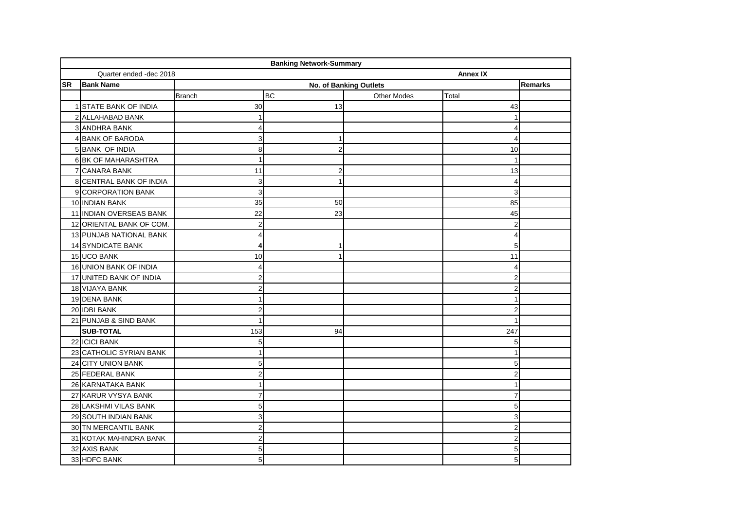| Banking Network-Summary | | | | | | |
|---|---|---|---|---|---|---|
| Quarter ended -dec 2018 | | | | | Annex IX | |
| **SR** | **Bank Name** | **No. of Banking Outlets** | | | | **Remarks** |
| | | Branch | BC | Other Modes | Total | |
| 1 | STATE BANK OF INDIA | 30 | 13 | | 43 | |
| 2 | ALLAHABAD BANK | 1 | | | 1 | |
| 3 | ANDHRA BANK | 4 | | | 4 | |
| 4 | BANK OF BARODA | 3 | 1 | | 4 | |
| 5 | BANK OF INDIA | 8 | 2 | | 10 | |
| 6 | BK OF MAHARASHTRA | 1 | | | 1 | |
| 7 | CANARA BANK | 11 | 2 | | 13 | |
| 8 | CENTRAL BANK OF INDIA | 3 | 1 | | 4 | |
| 9 | CORPORATION BANK | 3 | | | 3 | |
| 10 | INDIAN BANK | 35 | 50 | | 85 | |
| 11 | INDIAN OVERSEAS BANK | 22 | 23 | | 45 | |
| 12 | ORIENTAL BANK OF COM. | 2 | | | 2 | |
| 13 | PUNJAB NATIONAL BANK | 4 | | | 4 | |
| 14 | SYNDICATE BANK | **4** | 1 | | 5 | |
| 15 | UCO BANK | 10 | 1 | | 11 | |
| 16 | UNION BANK OF INDIA | 4 | | | 4 | |
| 17 | UNITED BANK OF INDIA | 2 | | | 2 | |
| 18 | VIJAYA BANK | 2 | | | 2 | |
| 19 | DENA BANK | 1 | | | 1 | |
| 20 | IDBI BANK | 2 | | | 2 | |
| 21 | PUNJAB & SIND BANK | 1 | | | 1 | |
| | **SUB-TOTAL** | 153 | 94 | | 247 | |
| 22 | ICICI BANK | 5 | | | 5 | |
| 23 | CATHOLIC SYRIAN BANK | 1 | | | 1 | |
| 24 | CITY UNION BANK | 5 | | | 5 | |
| 25 | FEDERAL BANK | 2 | | | 2 | |
| 26 | KARNATAKA BANK | 1 | | | 1 | |
| 27 | KARUR VYSYA BANK | 7 | | | 7 | |
| 28 | LAKSHMI VILAS BANK | 5 | | | 5 | |
| 29 | SOUTH INDIAN BANK | 3 | | | 3 | |
| 30 | TN MERCANTIL BANK | 2 | | | 2 | |
| 31 | KOTAK MAHINDRA BANK | 2 | | | 2 | |
| 32 | AXIS BANK | 5 | | | 5 | |
| 33 | HDFC BANK | 5 | | | 5 | |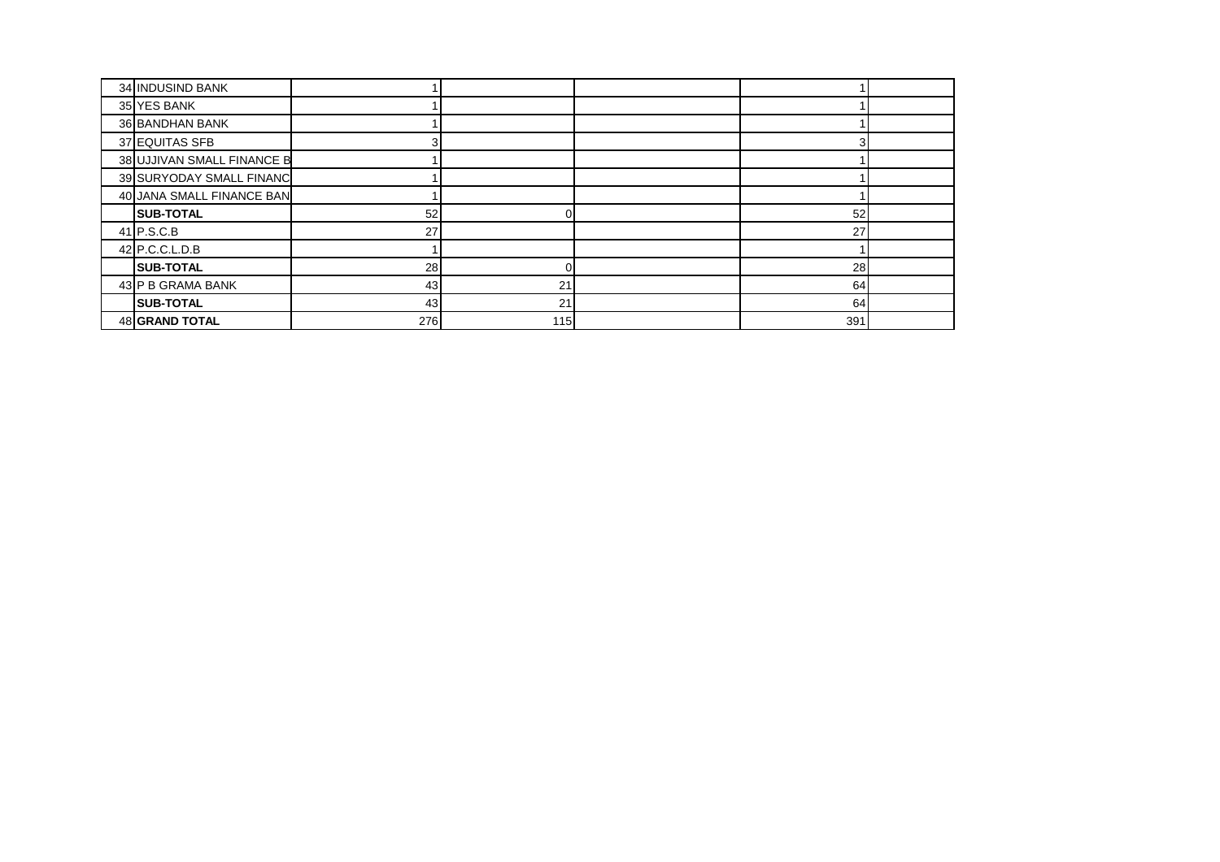| | | | | | | |
|---|---|---|---|---|---|---|
| 34 | INDUSIND BANK | 1 | | | 1 | |
| 35 | YES BANK | 1 | | | 1 | |
| 36 | BANDHAN BANK | 1 | | | 1 | |
| 37 | EQUITAS SFB | 3 | | | 3 | |
| 38 | UJJIVAN SMALL FINANCE B | 1 | | | 1 | |
| 39 | SURYODAY SMALL FINANC | 1 | | | 1 | |
| 40 | JANA SMALL FINANCE BAN | 1 | | | 1 | |
| | **SUB-TOTAL** | 52 | 0 | | 52 | |
| 41 | P.S.C.B | 27 | | | 27 | |
| 42 | P.C.C.L.D.B | 1 | | | 1 | |
| | **SUB-TOTAL** | 28 | 0 | | 28 | |
| 43 | P B GRAMA BANK | 43 | 21 | | 64 | |
| | **SUB-TOTAL** | 43 | 21 | | 64 | |
| 48 | **GRAND TOTAL** | 276 | 115 | | 391 | |